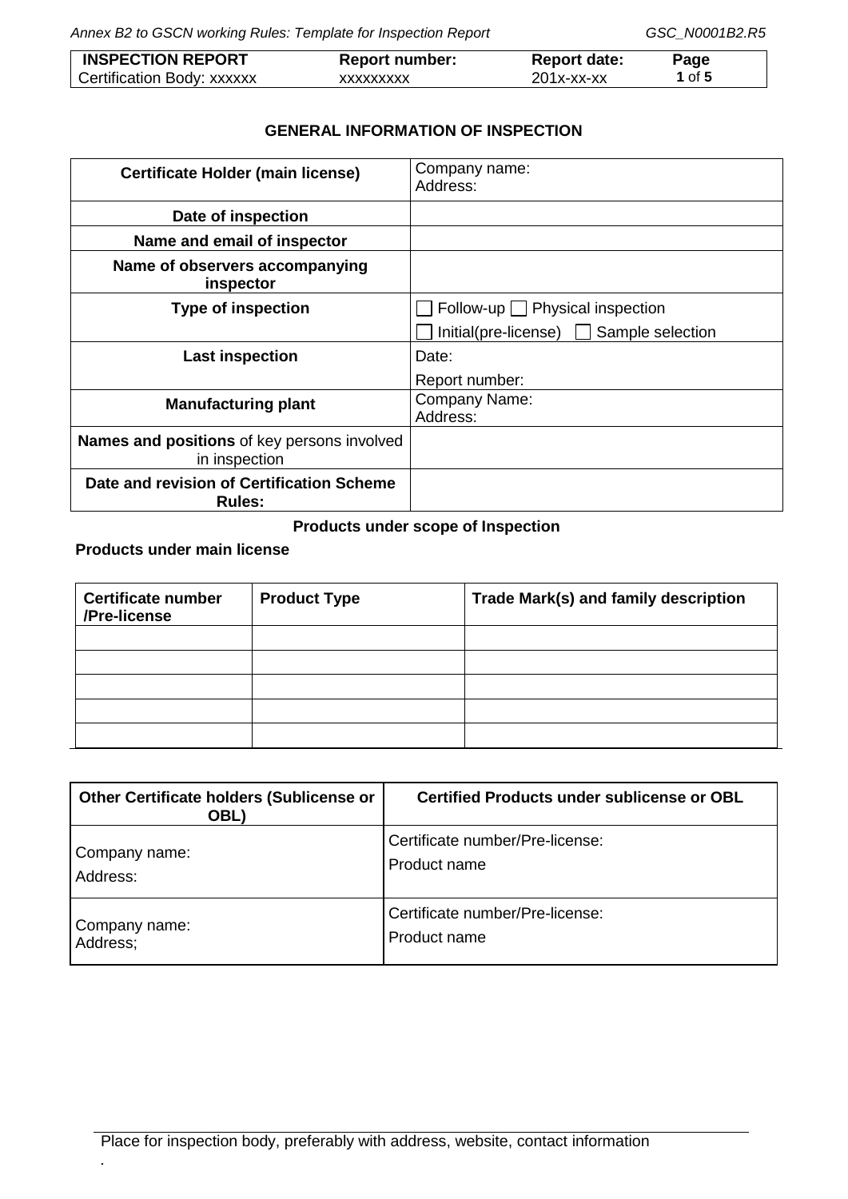| INSPECTION REPORT | Report number: | Report date: | Page |
|---|---|---|---|
| Certification Body: xxxxxx | xxxxxxxxx | 201x-xx-xx | **1** of **5** |

## GENERAL INFORMATION OF INSPECTION

| | |
|---|---|
| **Certificate Holder (main license)** | Company name:<br>Address: |
| **Date of inspection** | |
| **Name and email of inspector** | |
| **Name of observers accompanying inspector** | |
| **Type of inspection** | ☐ Follow-up ☐ Physical inspection<br>☐ Initial(pre-license) ☐ Sample selection |
| **Last inspection** | Date:<br>Report number: |
| **Manufacturing plant** | Company Name:<br>Address: |
| **Names and positions** of key persons involved in inspection | |
| **Date and revision of Certification Scheme Rules:** | |

### Products under scope of Inspection

**Products under main license**

| Certificate number /Pre-license | Product Type | Trade Mark(s) and family description |
|---|---|---|
| | | |
| | | |
| | | |
| | | |
| | | |

| Other Certificate holders (Sublicense or OBL) | Certified Products under sublicense or OBL |
|---|---|
| Company name:<br>Address: | Certificate number/Pre-license:<br>Product name |
| Company name:<br>Address; | Certificate number/Pre-license:<br>Product name |

Place for inspection body, preferably with address, website, contact information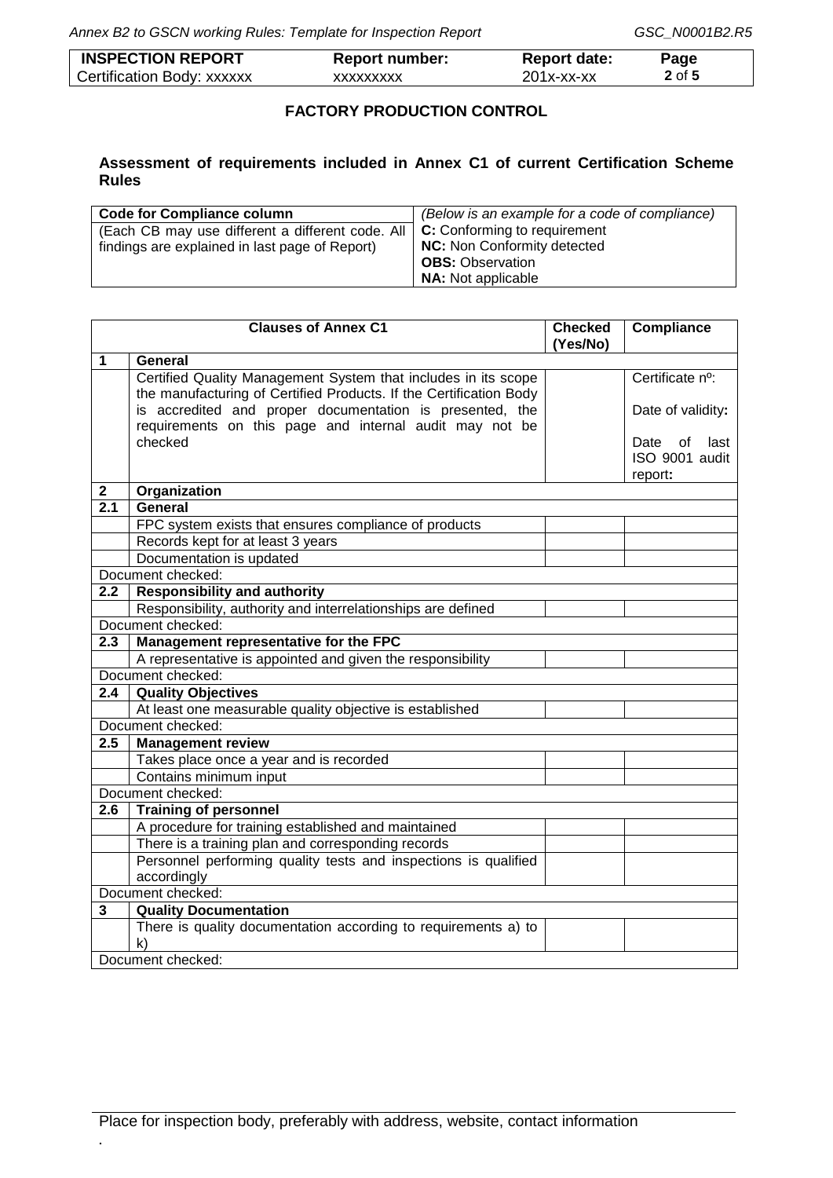| **INSPECTION REPORT** | **Report number:** | **Report date:** | **Page** |
|---|---|---|---|
| Certification Body: xxxxxx | xxxxxxxxx | 201x-xx-xx | **2** of **5** |

## FACTORY PRODUCTION CONTROL

### Assessment of requirements included in Annex C1 of current Certification Scheme Rules

| **Code for Compliance column** | *(Below is an example for a code of compliance)* |
|---|---|
| (Each CB may use different a different code. All findings are explained in last page of Report) | **C:** Conforming to requirement<br>**NC:** Non Conformity detected<br>**OBS:** Observation<br>**NA:** Not applicable |

| | **Clauses of Annex C1** | **Checked (Yes/No)** | **Compliance** |
|---|---|---|---|
| **1** | **General** | | |
| | Certified Quality Management System that includes in its scope the manufacturing of Certified Products. If the Certification Body is accredited and proper documentation is presented, the requirements on this page and internal audit may not be checked | | Certificate nº:<br>Date of validity:<br>Date of last ISO 9001 audit report: |
| **2** | **Organization** | | |
| **2.1** | **General** | | |
| | FPC system exists that ensures compliance of products | | |
| | Records kept for at least 3 years | | |
| | Documentation is updated | | |
| Document checked: | | | |
| **2.2** | **Responsibility and authority** | | |
| | Responsibility, authority and interrelationships are defined | | |
| Document checked: | | | |
| **2.3** | **Management representative for the FPC** | | |
| | A representative is appointed and given the responsibility | | |
| Document checked: | | | |
| **2.4** | **Quality Objectives** | | |
| | At least one measurable quality objective is established | | |
| Document checked: | | | |
| **2.5** | **Management review** | | |
| | Takes place once a year and is recorded | | |
| | Contains minimum input | | |
| Document checked: | | | |
| **2.6** | **Training of personnel** | | |
| | A procedure for training established and maintained | | |
| | There is a training plan and corresponding records | | |
| | Personnel performing quality tests and inspections is qualified accordingly | | |
| Document checked: | | | |
| **3** | **Quality Documentation** | | |
| | There is quality documentation according to requirements a) to k) | | |
| Document checked: | | | |

Place for inspection body, preferably with address, website, contact information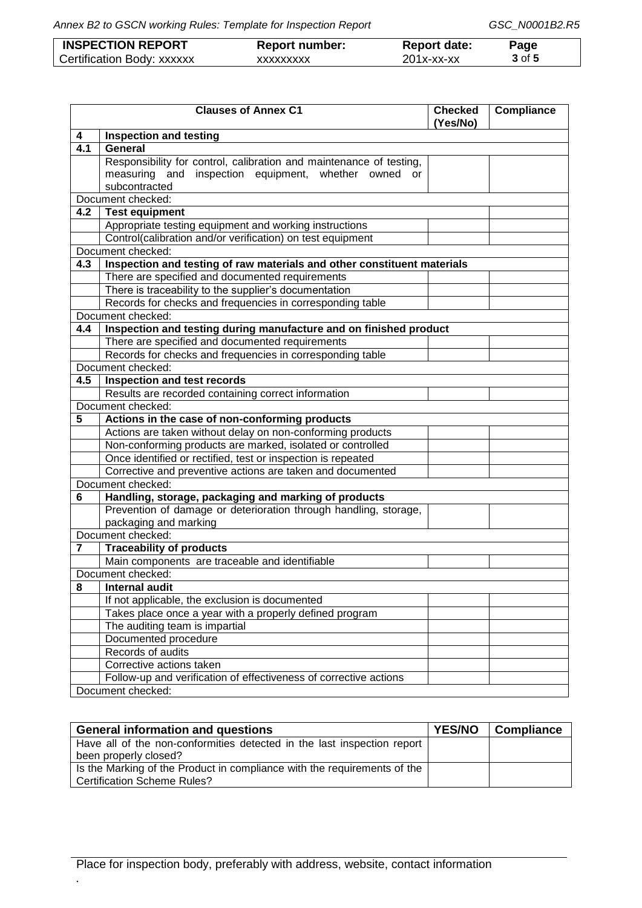| INSPECTION REPORT | Report number: | Report date: | Page |
|---|---|---|---|
| Certification Body: xxxxxx | xxxxxxxxx | 201x-xx-xx | 3 of 5 |

| | Clauses of Annex C1 | Checked (Yes/No) | Compliance |
|---|---|---|---|
| **4** | **Inspection and testing** | | |
| **4.1** | **General** | | |
| | Responsibility for control, calibration and maintenance of testing, measuring and inspection equipment, whether owned or subcontracted | | |
| Document checked: | | | |
| **4.2** | **Test equipment** | | |
| | Appropriate testing equipment and working instructions | | |
| | Control(calibration and/or verification) on test equipment | | |
| Document checked: | | | |
| **4.3** | **Inspection and testing of raw materials and other constituent materials** | | |
| | There are specified and documented requirements | | |
| | There is traceability to the supplier's documentation | | |
| | Records for checks and frequencies in corresponding table | | |
| Document checked: | | | |
| **4.4** | **Inspection and testing during manufacture and on finished product** | | |
| | There are specified and documented requirements | | |
| | Records for checks and frequencies in corresponding table | | |
| Document checked: | | | |
| **4.5** | **Inspection and test records** | | |
| | Results are recorded containing correct information | | |
| Document checked: | | | |
| **5** | **Actions in the case of non-conforming products** | | |
| | Actions are taken without delay on non-conforming products | | |
| | Non-conforming products are marked, isolated or controlled | | |
| | Once identified or rectified, test or inspection is repeated | | |
| | Corrective and preventive actions are taken and documented | | |
| Document checked: | | | |
| **6** | **Handling, storage, packaging and marking of products** | | |
| | Prevention of damage or deterioration through handling, storage, packaging and marking | | |
| Document checked: | | | |
| **7** | **Traceability of products** | | |
| | Main components are traceable and identifiable | | |
| Document checked: | | | |
| **8** | **Internal audit** | | |
| | If not applicable, the exclusion is documented | | |
| | Takes place once a year with a properly defined program | | |
| | The auditing team is impartial | | |
| | Documented procedure | | |
| | Records of audits | | |
| | Corrective actions taken | | |
| | Follow-up and verification of effectiveness of corrective actions | | |
| Document checked: | | | |

| General information and questions | YES/NO | Compliance |
|---|---|---|
| Have all of the non-conformities detected in the last inspection report been properly closed? | | |
| Is the Marking of the Product in compliance with the requirements of the Certification Scheme Rules? | | |

Place for inspection body, preferably with address, website, contact information

.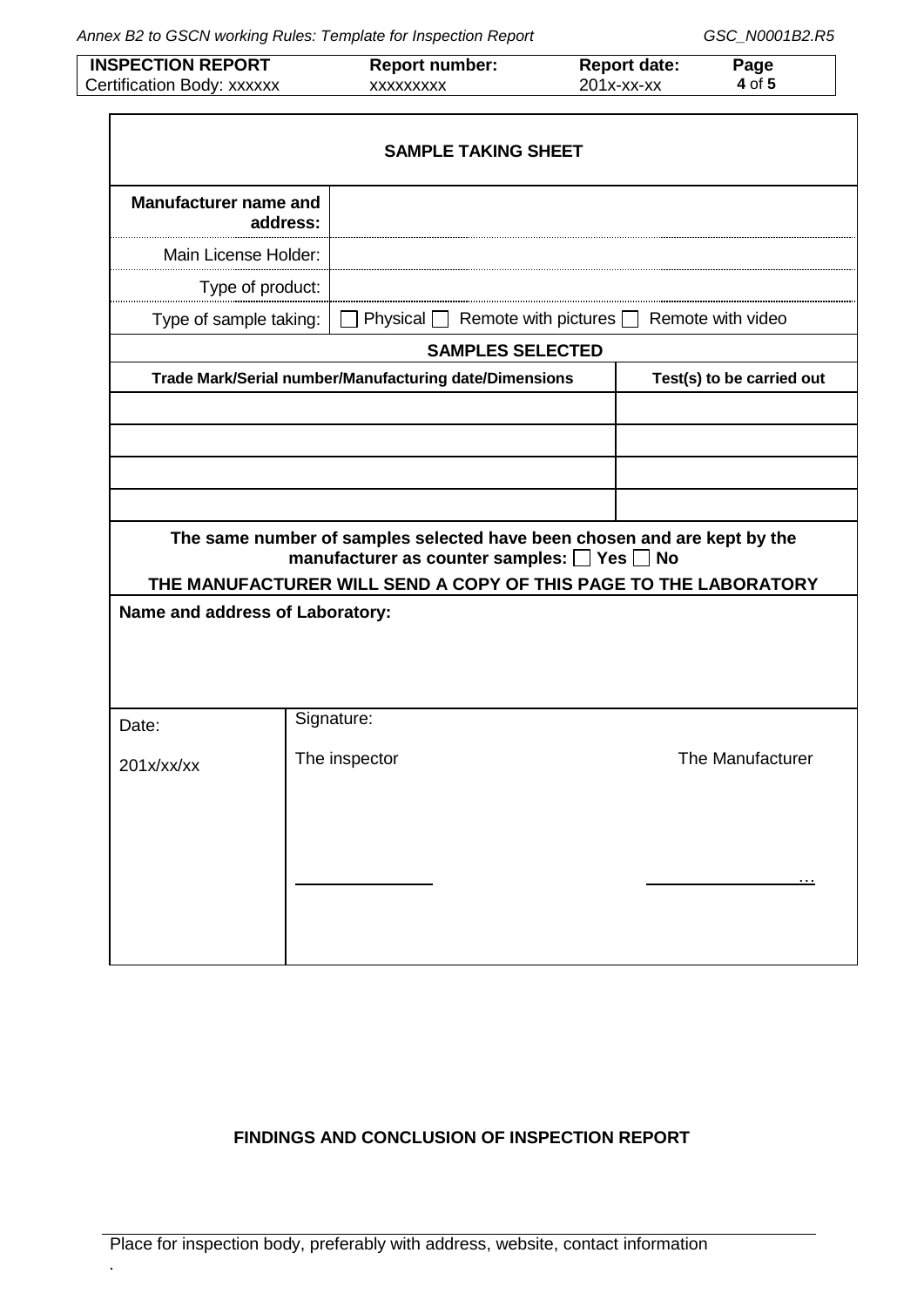## SAMPLE TAKING SHEET

| | |
|---|---|
| **Manufacturer name and address:** | |
| Main License Holder: | |
| Type of product: | |
| Type of sample taking: | ☐ Physical ☐ Remote with pictures ☐ Remote with video |

**SAMPLES SELECTED**

| Trade Mark/Serial number/Manufacturing date/Dimensions | Test(s) to be carried out |
|---|---|
| | |
| | |
| | |
| | |

**The same number of samples selected have been chosen and are kept by the manufacturer as counter samples: ☐ Yes ☐ No**

**THE MANUFACTURER WILL SEND A COPY OF THIS PAGE TO THE LABORATORY**

**Name and address of Laboratory:**

| Date: | Signature: | |
|---|---|---|
| 201x/xx/xx | The inspector | The Manufacturer |
| | ______________ | ______________… |

**FINDINGS AND CONCLUSION OF INSPECTION REPORT**

Place for inspection body, preferably with address, website, contact information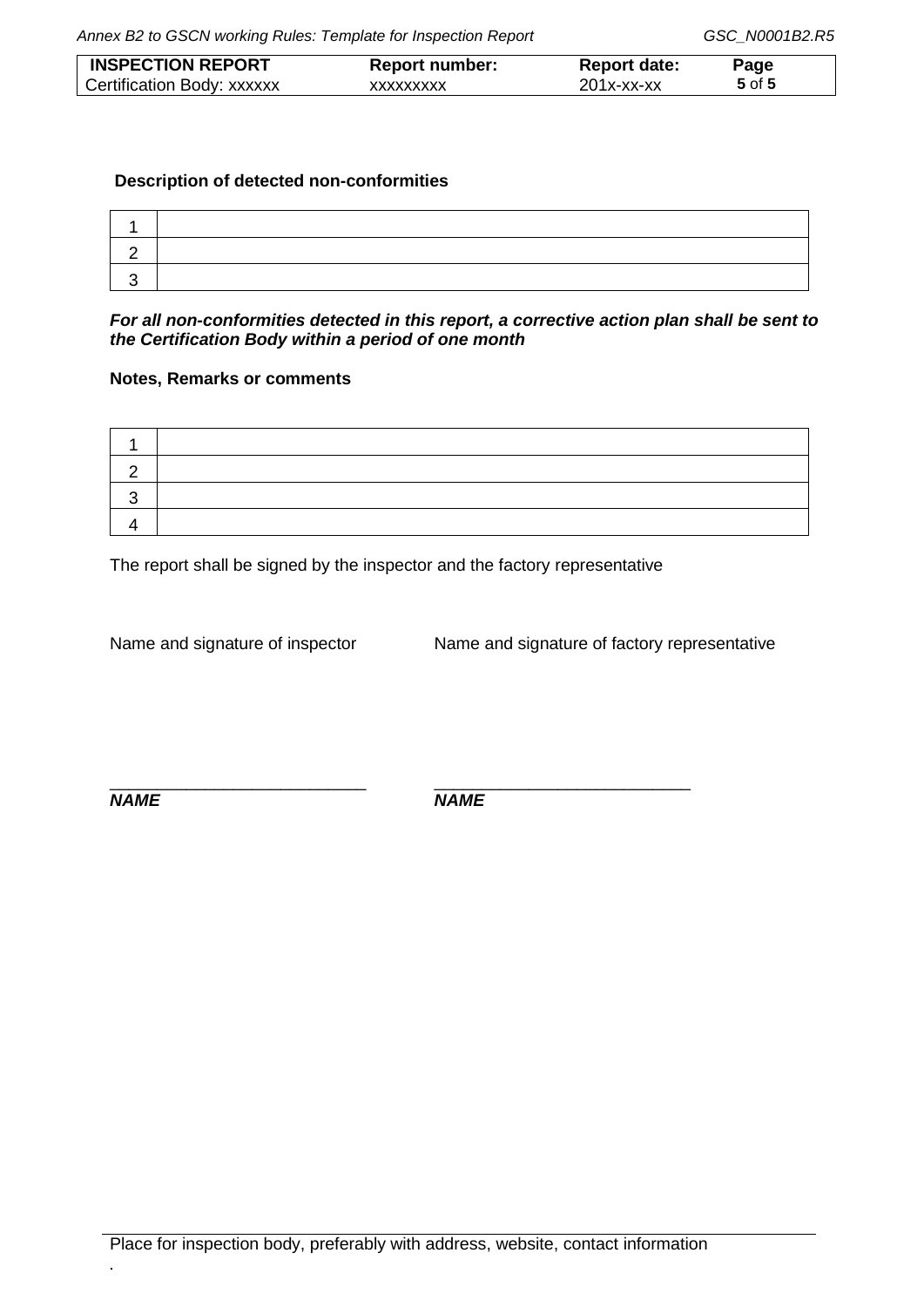**Description of detected non-conformities**

| | |
|---|---|
| 1 | |
| 2 | |
| 3 | |

***For all non-conformities detected in this report, a corrective action plan shall be sent to the Certification Body within a period of one month***

**Notes, Remarks or comments**

| | |
|---|---|
| 1 | |
| 2 | |
| 3 | |
| 4 | |

The report shall be signed by the inspector and the factory representative

Name and signature of inspector

___________________________
***NAME***

Name and signature of factory representative

___________________________
***NAME***

Place for inspection body, preferably with address, website, contact information
.